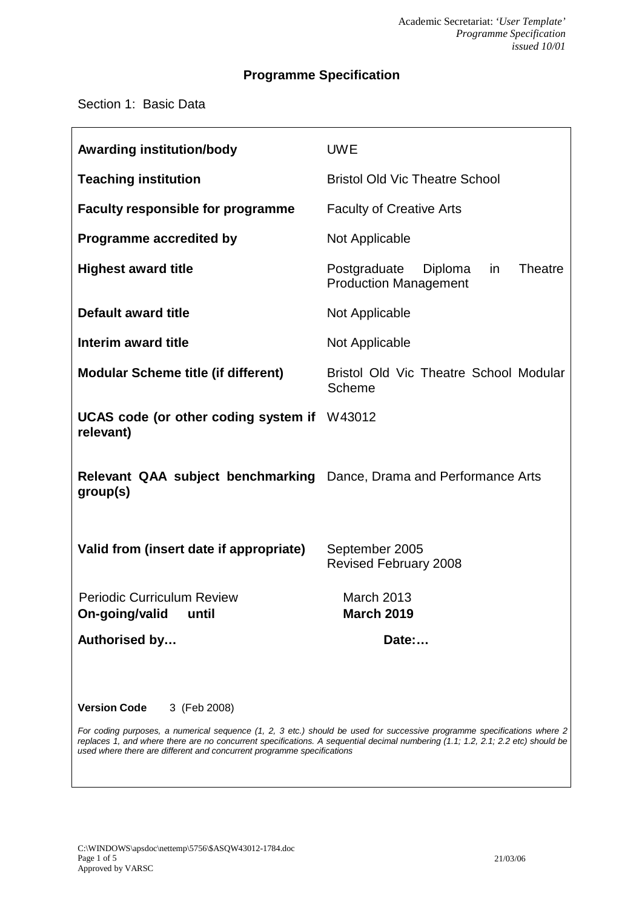# Programme Specification

Section 1: Basic Data

| | |
|---|---|
| **Awarding institution/body** | UWE |
| **Teaching institution** | Bristol Old Vic Theatre School |
| **Faculty responsible for programme** | Faculty of Creative Arts |
| **Programme accredited by** | Not Applicable |
| **Highest award title** | Postgraduate Diploma in Theatre Production Management |
| **Default award title** | Not Applicable |
| **Interim award title** | Not Applicable |
| **Modular Scheme title (if different)** | Bristol Old Vic Theatre School Modular Scheme |
| **UCAS code (or other coding system if relevant)** | W43012 |
| **Relevant QAA subject benchmarking group(s)** | Dance, Drama and Performance Arts |
| **Valid from (insert date if appropriate)** | September 2005<br>Revised February 2008 |
| Periodic Curriculum Review<br>**On-going/valid until** | March 2013<br>**March 2019** |
| **Authorised by…** | **Date:…** |

**Version Code** 3 (Feb 2008)

*For coding purposes, a numerical sequence (1, 2, 3 etc.) should be used for successive programme specifications where 2 replaces 1, and where there are no concurrent specifications. A sequential decimal numbering (1.1; 1.2, 2.1; 2.2 etc) should be used where there are different and concurrent programme specifications*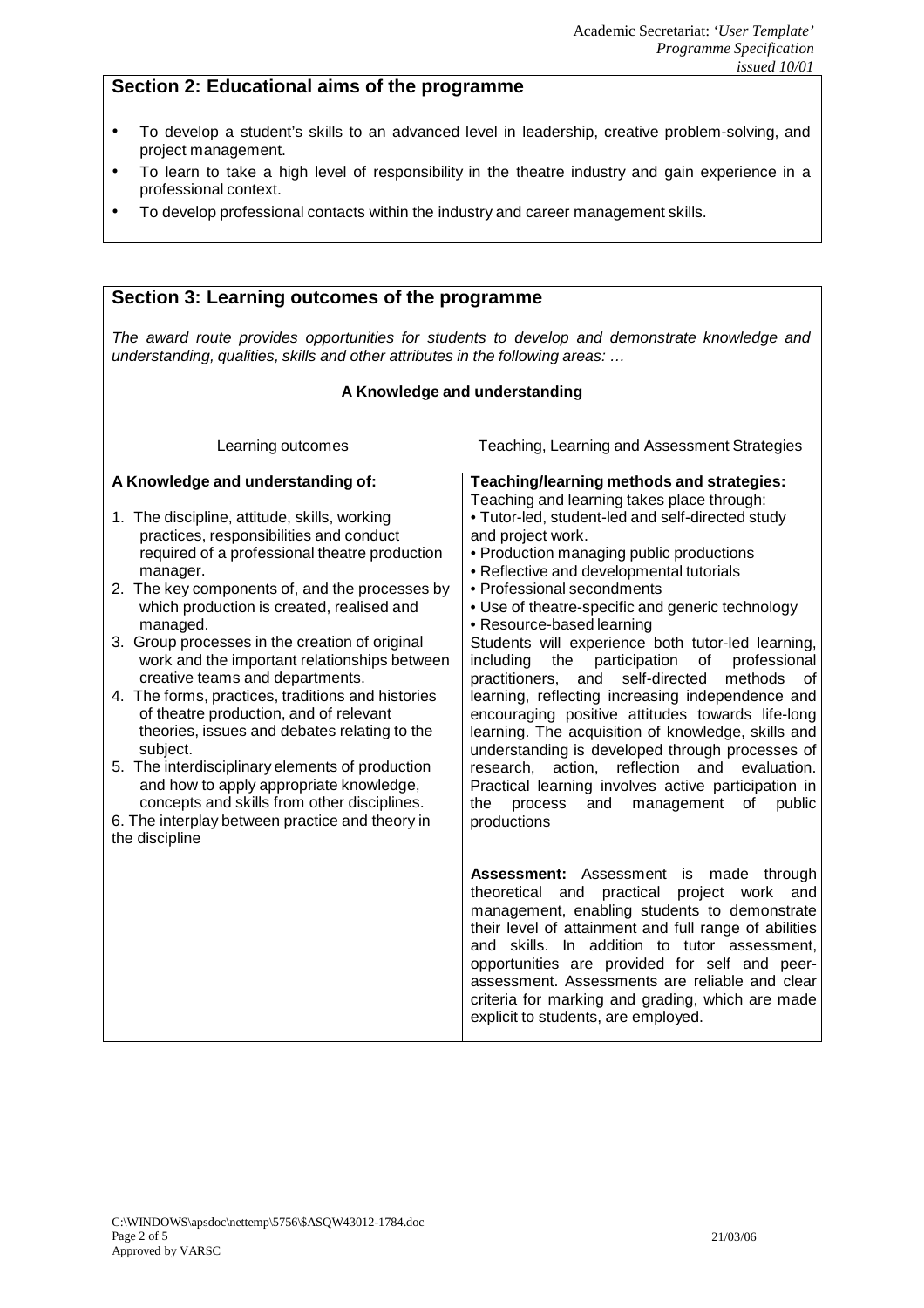## Section 2: Educational aims of the programme

- To develop a student's skills to an advanced level in leadership, creative problem-solving, and project management.
- To learn to take a high level of responsibility in the theatre industry and gain experience in a professional context.
- To develop professional contacts within the industry and career management skills.

## Section 3: Learning outcomes of the programme

*The award route provides opportunities for students to develop and demonstrate knowledge and understanding, qualities, skills and other attributes in the following areas: …*

### A Knowledge and understanding

| Learning outcomes | Teaching, Learning and Assessment Strategies |
|---|---|
| **A Knowledge and understanding of:**<br><br>1. The discipline, attitude, skills, working practices, responsibilities and conduct required of a professional theatre production manager.<br>2. The key components of, and the processes by which production is created, realised and managed.<br>3. Group processes in the creation of original work and the important relationships between creative teams and departments.<br>4. The forms, practices, traditions and histories of theatre production, and of relevant theories, issues and debates relating to the subject.<br>5. The interdisciplinary elements of production and how to apply appropriate knowledge, concepts and skills from other disciplines.<br>6. The interplay between practice and theory in the discipline | **Teaching/learning methods and strategies:**<br>Teaching and learning takes place through:<br>• Tutor-led, student-led and self-directed study and project work.<br>• Production managing public productions<br>• Reflective and developmental tutorials<br>• Professional secondments<br>• Use of theatre-specific and generic technology<br>• Resource-based learning<br>Students will experience both tutor-led learning, including the participation of professional practitioners, and self-directed methods of learning, reflecting increasing independence and encouraging positive attitudes towards life-long learning. The acquisition of knowledge, skills and understanding is developed through processes of research, action, reflection and evaluation. Practical learning involves active participation in the process and management of public productions |
| | **Assessment:** Assessment is made through theoretical and practical project work and management, enabling students to demonstrate their level of attainment and full range of abilities and skills. In addition to tutor assessment, opportunities are provided for self and peer-assessment. Assessments are reliable and clear criteria for marking and grading, which are made explicit to students, are employed. |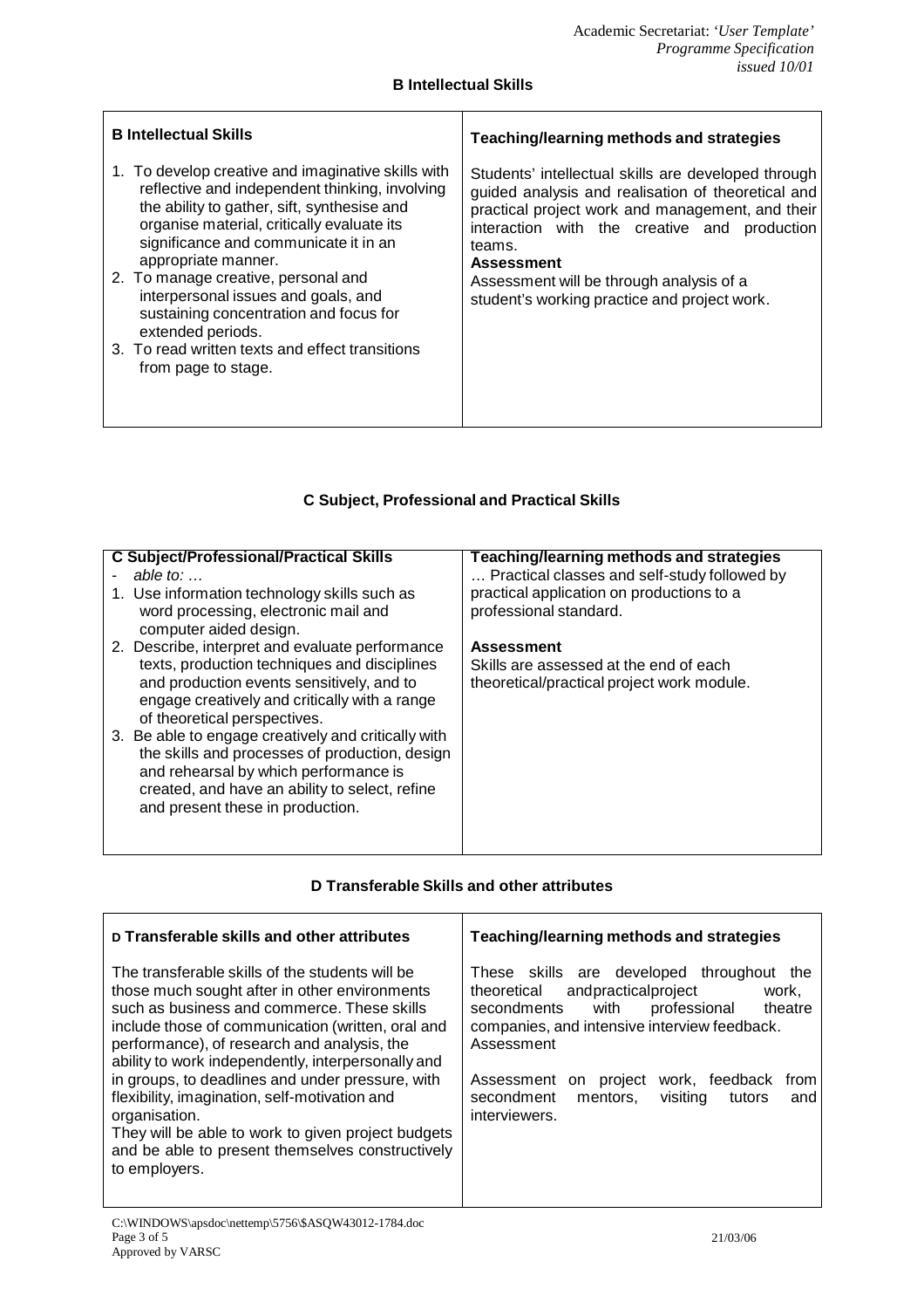## B Intellectual Skills

| B Intellectual Skills | Teaching/learning methods and strategies |
| --- | --- |
| 1. To develop creative and imaginative skills with reflective and independent thinking, involving the ability to gather, sift, synthesise and organise material, critically evaluate its significance and communicate it in an appropriate manner.<br>2. To manage creative, personal and interpersonal issues and goals, and sustaining concentration and focus for extended periods.<br>3. To read written texts and effect transitions from page to stage. | Students' intellectual skills are developed through guided analysis and realisation of theoretical and practical project work and management, and their interaction with the creative and production teams.<br>**Assessment**<br>Assessment will be through analysis of a student's working practice and project work. |

## C Subject, Professional and Practical Skills

| C Subject/Professional/Practical Skills | Teaching/learning methods and strategies |
| --- | --- |
| - *able to: …*<br>1. Use information technology skills such as word processing, electronic mail and computer aided design.<br>2. Describe, interpret and evaluate performance texts, production techniques and disciplines and production events sensitively, and to engage creatively and critically with a range of theoretical perspectives.<br>3. Be able to engage creatively and critically with the skills and processes of production, design and rehearsal by which performance is created, and have an ability to select, refine and present these in production. | … Practical classes and self-study followed by practical application on productions to a professional standard.<br><br>**Assessment**<br>Skills are assessed at the end of each theoretical/practical project work module. |

## D Transferable Skills and other attributes

| D Transferable skills and other attributes | Teaching/learning methods and strategies |
| --- | --- |
| The transferable skills of the students will be those much sought after in other environments such as business and commerce. These skills include those of communication (written, oral and performance), of research and analysis, the ability to work independently, interpersonally and in groups, to deadlines and under pressure, with flexibility, imagination, self-motivation and organisation.<br>They will be able to work to given project budgets and be able to present themselves constructively to employers. | These skills are developed throughout the theoretical andpracticalproject work, secondments with professional theatre companies, and intensive interview feedback.<br>Assessment<br><br>Assessment on project work, feedback from secondment mentors, visiting tutors and interviewers. |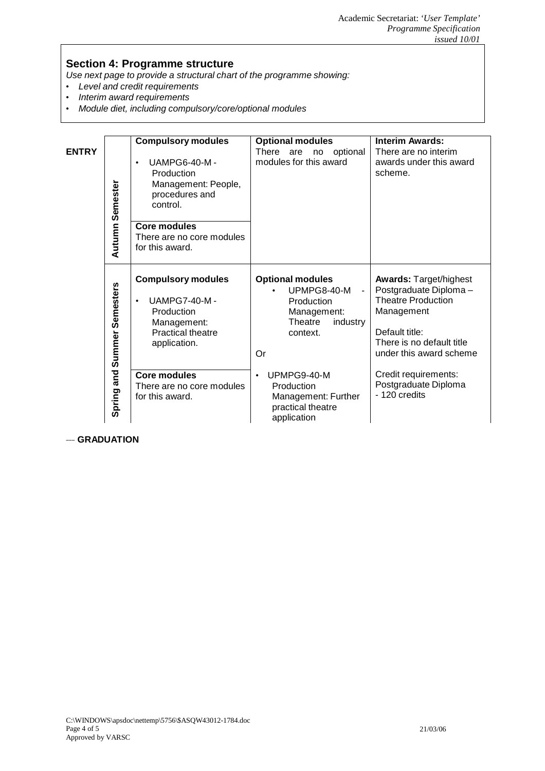## Section 4: Programme structure

*Use next page to provide a structural chart of the programme showing:*

- *Level and credit requirements*
- *Interim award requirements*
- *Module diet, including compulsory/core/optional modules*

**ENTRY**

| | Compulsory / Core modules | Optional modules | Awards |
|---|---|---|---|
| **Autumn Semester** | **Compulsory modules**<br>• UAMPG6-40-M - Production Management: People, procedures and control.<br><br>**Core modules**<br>There are no core modules for this award. | **Optional modules**<br>There are no optional modules for this award | **Interim Awards:**<br>There are no interim awards under this award scheme. |
| **Spring and Summer Semesters** | **Compulsory modules**<br>• UAMPG7-40-M - Production Management: Practical theatre application.<br><br>**Core modules**<br>There are no core modules for this award. | **Optional modules**<br>• UPMPG8-40-M - Production Management: Theatre industry context.<br><br>Or<br><br>• UPMPG9-40-M Production Management: Further practical theatre application | **Awards:** Target/highest Postgraduate Diploma – Theatre Production Management<br><br>Default title:<br>There is no default title under this award scheme<br><br>Credit requirements:<br>Postgraduate Diploma - 120 credits |

**GRADUATION**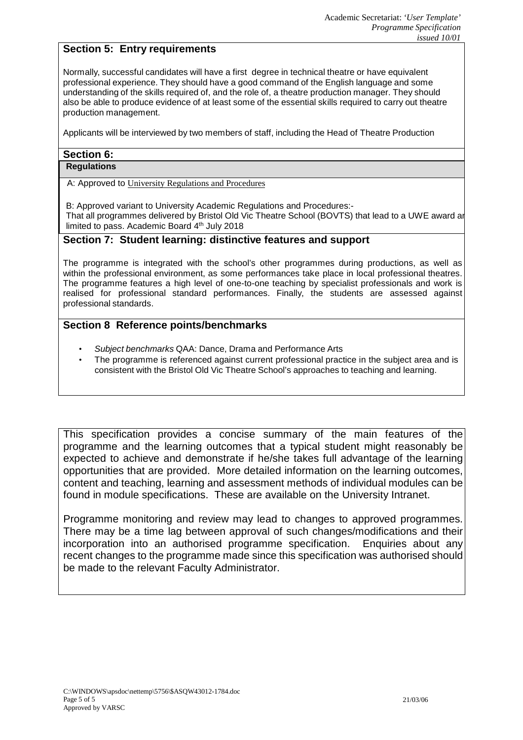## Section 5: Entry requirements

Normally, successful candidates will have a first degree in technical theatre or have equivalent professional experience. They should have a good command of the English language and some understanding of the skills required of, and the role of, a theatre production manager. They should also be able to produce evidence of at least some of the essential skills required to carry out theatre production management.

Applicants will be interviewed by two members of staff, including the Head of Theatre Production

## Section 6:

**Regulations**

A: Approved to University Regulations and Procedures

B: Approved variant to University Academic Regulations and Procedures:-
That all programmes delivered by Bristol Old Vic Theatre School (BOVTS) that lead to a UWE award ar limited to pass. Academic Board 4th July 2018

## Section 7: Student learning: distinctive features and support

The programme is integrated with the school's other programmes during productions, as well as within the professional environment, as some performances take place in local professional theatres. The programme features a high level of one-to-one teaching by specialist professionals and work is realised for professional standard performances. Finally, the students are assessed against professional standards.

## Section 8 Reference points/benchmarks

- *Subject benchmarks* QAA: Dance, Drama and Performance Arts
- The programme is referenced against current professional practice in the subject area and is consistent with the Bristol Old Vic Theatre School's approaches to teaching and learning.

This specification provides a concise summary of the main features of the programme and the learning outcomes that a typical student might reasonably be expected to achieve and demonstrate if he/she takes full advantage of the learning opportunities that are provided. More detailed information on the learning outcomes, content and teaching, learning and assessment methods of individual modules can be found in module specifications. These are available on the University Intranet.

Programme monitoring and review may lead to changes to approved programmes. There may be a time lag between approval of such changes/modifications and their incorporation into an authorised programme specification. Enquiries about any recent changes to the programme made since this specification was authorised should be made to the relevant Faculty Administrator.